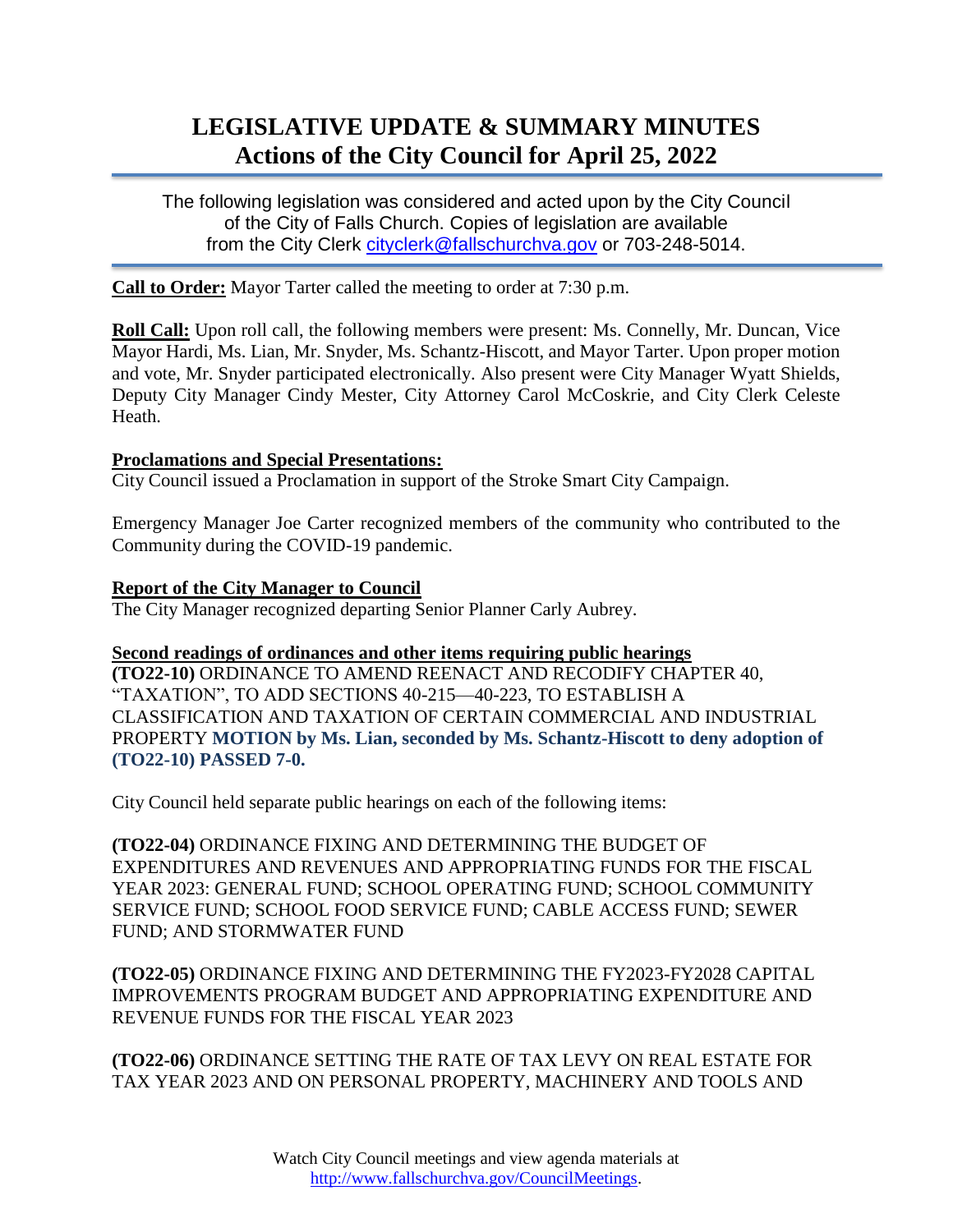# LEGISLATIVE UPDATE & SUMMARY MINUTES
## Actions of the City Council for April 25, 2022

The following legislation was considered and acted upon by the City Council of the City of Falls Church. Copies of legislation are available from the City Clerk cityclerk@fallschurchva.gov or 703-248-5014.

**Call to Order:** Mayor Tarter called the meeting to order at 7:30 p.m.

**Roll Call:** Upon roll call, the following members were present: Ms. Connelly, Mr. Duncan, Vice Mayor Hardi, Ms. Lian, Mr. Snyder, Ms. Schantz-Hiscott, and Mayor Tarter. Upon proper motion and vote, Mr. Snyder participated electronically. Also present were City Manager Wyatt Shields, Deputy City Manager Cindy Mester, City Attorney Carol McCoskrie, and City Clerk Celeste Heath.

**Proclamations and Special Presentations:**
City Council issued a Proclamation in support of the Stroke Smart City Campaign.

Emergency Manager Joe Carter recognized members of the community who contributed to the Community during the COVID-19 pandemic.

**Report of the City Manager to Council**
The City Manager recognized departing Senior Planner Carly Aubrey.

**Second readings of ordinances and other items requiring public hearings**
**(TO22-10)** ORDINANCE TO AMEND REENACT AND RECODIFY CHAPTER 40, "TAXATION", TO ADD SECTIONS 40-215—40-223, TO ESTABLISH A CLASSIFICATION AND TAXATION OF CERTAIN COMMERCIAL AND INDUSTRIAL PROPERTY **MOTION by Ms. Lian, seconded by Ms. Schantz-Hiscott to deny adoption of (TO22-10) PASSED 7-0.**

City Council held separate public hearings on each of the following items:

**(TO22-04)** ORDINANCE FIXING AND DETERMINING THE BUDGET OF EXPENDITURES AND REVENUES AND APPROPRIATING FUNDS FOR THE FISCAL YEAR 2023: GENERAL FUND; SCHOOL OPERATING FUND; SCHOOL COMMUNITY SERVICE FUND; SCHOOL FOOD SERVICE FUND; CABLE ACCESS FUND; SEWER FUND; AND STORMWATER FUND

**(TO22-05)** ORDINANCE FIXING AND DETERMINING THE FY2023-FY2028 CAPITAL IMPROVEMENTS PROGRAM BUDGET AND APPROPRIATING EXPENDITURE AND REVENUE FUNDS FOR THE FISCAL YEAR 2023

**(TO22-06)** ORDINANCE SETTING THE RATE OF TAX LEVY ON REAL ESTATE FOR TAX YEAR 2023 AND ON PERSONAL PROPERTY, MACHINERY AND TOOLS AND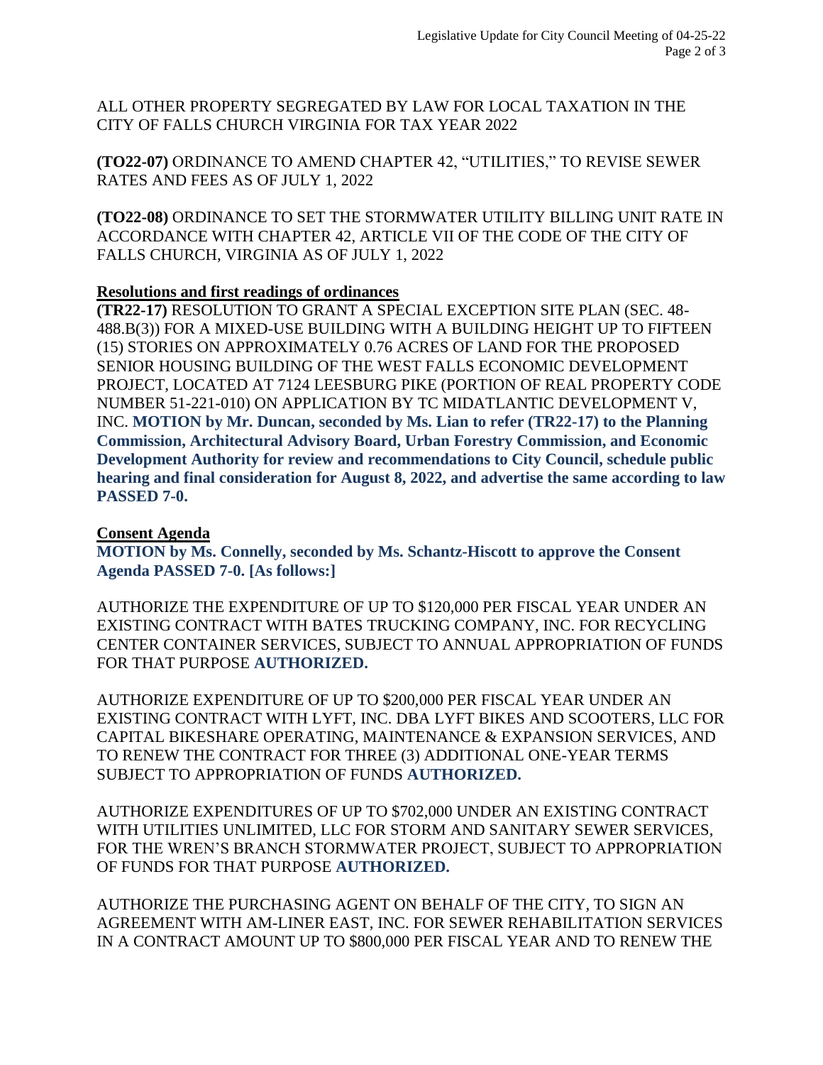ALL OTHER PROPERTY SEGREGATED BY LAW FOR LOCAL TAXATION IN THE CITY OF FALLS CHURCH VIRGINIA FOR TAX YEAR 2022

**(TO22-07)** ORDINANCE TO AMEND CHAPTER 42, "UTILITIES," TO REVISE SEWER RATES AND FEES AS OF JULY 1, 2022

**(TO22-08)** ORDINANCE TO SET THE STORMWATER UTILITY BILLING UNIT RATE IN ACCORDANCE WITH CHAPTER 42, ARTICLE VII OF THE CODE OF THE CITY OF FALLS CHURCH, VIRGINIA AS OF JULY 1, 2022

**Resolutions and first readings of ordinances**

**(TR22-17)** RESOLUTION TO GRANT A SPECIAL EXCEPTION SITE PLAN (SEC. 48-488.B(3)) FOR A MIXED-USE BUILDING WITH A BUILDING HEIGHT UP TO FIFTEEN (15) STORIES ON APPROXIMATELY 0.76 ACRES OF LAND FOR THE PROPOSED SENIOR HOUSING BUILDING OF THE WEST FALLS ECONOMIC DEVELOPMENT PROJECT, LOCATED AT 7124 LEESBURG PIKE (PORTION OF REAL PROPERTY CODE NUMBER 51-221-010) ON APPLICATION BY TC MIDATLANTIC DEVELOPMENT V, INC. **MOTION by Mr. Duncan, seconded by Ms. Lian to refer (TR22-17) to the Planning Commission, Architectural Advisory Board, Urban Forestry Commission, and Economic Development Authority for review and recommendations to City Council, schedule public hearing and final consideration for August 8, 2022, and advertise the same according to law PASSED 7-0.**

**Consent Agenda**

**MOTION by Ms. Connelly, seconded by Ms. Schantz-Hiscott to approve the Consent Agenda PASSED 7-0. [As follows:]**

AUTHORIZE THE EXPENDITURE OF UP TO $120,000 PER FISCAL YEAR UNDER AN EXISTING CONTRACT WITH BATES TRUCKING COMPANY, INC. FOR RECYCLING CENTER CONTAINER SERVICES, SUBJECT TO ANNUAL APPROPRIATION OF FUNDS FOR THAT PURPOSE **AUTHORIZED.**

AUTHORIZE EXPENDITURE OF UP TO $200,000 PER FISCAL YEAR UNDER AN EXISTING CONTRACT WITH LYFT, INC. DBA LYFT BIKES AND SCOOTERS, LLC FOR CAPITAL BIKESHARE OPERATING, MAINTENANCE & EXPANSION SERVICES, AND TO RENEW THE CONTRACT FOR THREE (3) ADDITIONAL ONE-YEAR TERMS SUBJECT TO APPROPRIATION OF FUNDS **AUTHORIZED.**

AUTHORIZE EXPENDITURES OF UP TO $702,000 UNDER AN EXISTING CONTRACT WITH UTILITIES UNLIMITED, LLC FOR STORM AND SANITARY SEWER SERVICES, FOR THE WREN'S BRANCH STORMWATER PROJECT, SUBJECT TO APPROPRIATION OF FUNDS FOR THAT PURPOSE **AUTHORIZED.**

AUTHORIZE THE PURCHASING AGENT ON BEHALF OF THE CITY, TO SIGN AN AGREEMENT WITH AM-LINER EAST, INC. FOR SEWER REHABILITATION SERVICES IN A CONTRACT AMOUNT UP TO $800,000 PER FISCAL YEAR AND TO RENEW THE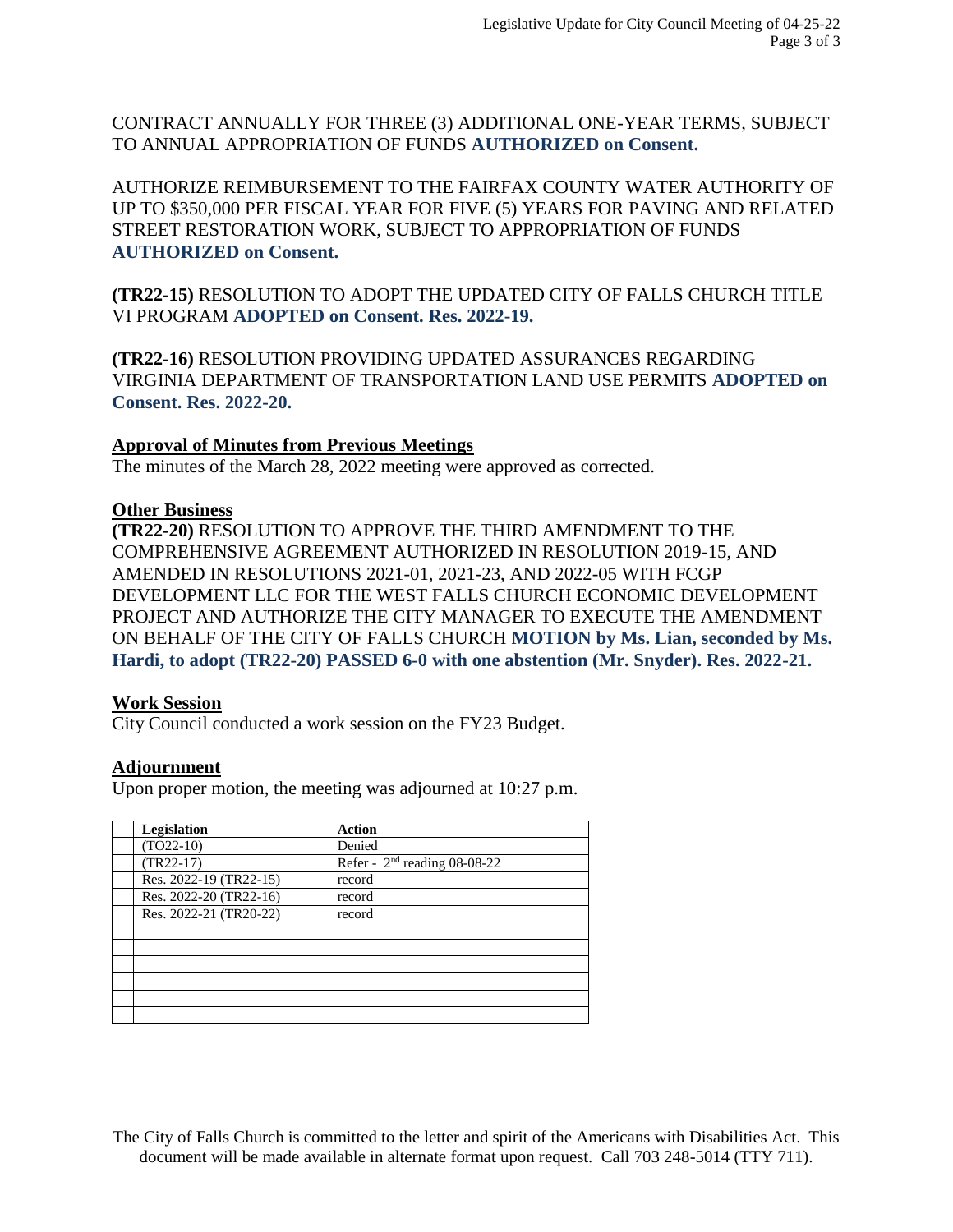CONTRACT ANNUALLY FOR THREE (3) ADDITIONAL ONE-YEAR TERMS, SUBJECT TO ANNUAL APPROPRIATION OF FUNDS **AUTHORIZED on Consent.**

AUTHORIZE REIMBURSEMENT TO THE FAIRFAX COUNTY WATER AUTHORITY OF UP TO $350,000 PER FISCAL YEAR FOR FIVE (5) YEARS FOR PAVING AND RELATED STREET RESTORATION WORK, SUBJECT TO APPROPRIATION OF FUNDS **AUTHORIZED on Consent.**

**(TR22-15)** RESOLUTION TO ADOPT THE UPDATED CITY OF FALLS CHURCH TITLE VI PROGRAM **ADOPTED on Consent. Res. 2022-19.**

**(TR22-16)** RESOLUTION PROVIDING UPDATED ASSURANCES REGARDING VIRGINIA DEPARTMENT OF TRANSPORTATION LAND USE PERMITS **ADOPTED on Consent. Res. 2022-20.**

**Approval of Minutes from Previous Meetings**

The minutes of the March 28, 2022 meeting were approved as corrected.

**Other Business**

**(TR22-20)** RESOLUTION TO APPROVE THE THIRD AMENDMENT TO THE COMPREHENSIVE AGREEMENT AUTHORIZED IN RESOLUTION 2019-15, AND AMENDED IN RESOLUTIONS 2021-01, 2021-23, AND 2022-05 WITH FCGP DEVELOPMENT LLC FOR THE WEST FALLS CHURCH ECONOMIC DEVELOPMENT PROJECT AND AUTHORIZE THE CITY MANAGER TO EXECUTE THE AMENDMENT ON BEHALF OF THE CITY OF FALLS CHURCH **MOTION by Ms. Lian, seconded by Ms. Hardi, to adopt (TR22-20) PASSED 6-0 with one abstention (Mr. Snyder). Res. 2022-21.**

**Work Session**

City Council conducted a work session on the FY23 Budget.

**Adjournment**

Upon proper motion, the meeting was adjourned at 10:27 p.m.

| | Legislation | Action |
|---|---|---|
| | (TO22-10) | Denied |
| | (TR22-17) | Refer - 2nd reading 08-08-22 |
| | Res. 2022-19 (TR22-15) | record |
| | Res. 2022-20 (TR22-16) | record |
| | Res. 2022-21 (TR20-22) | record |
| | | |
| | | |
| | | |
| | | |
| | | |
| | | |

The City of Falls Church is committed to the letter and spirit of the Americans with Disabilities Act. This document will be made available in alternate format upon request. Call 703 248-5014 (TTY 711).